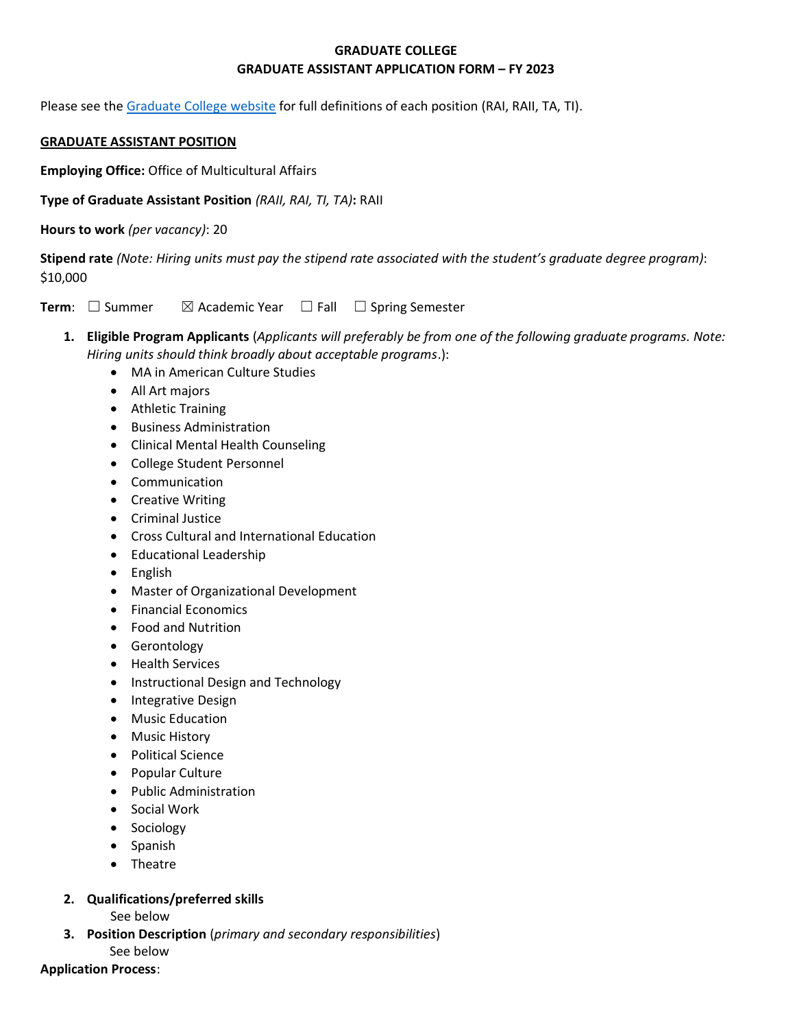**GRADUATE COLLEGE**
**GRADUATE ASSISTANT APPLICATION FORM – FY 2023**

Please see the Graduate College website for full definitions of each position (RAI, RAII, TA, TI).

**GRADUATE ASSISTANT POSITION**

**Employing Office:** Office of Multicultural Affairs

**Type of Graduate Assistant Position** *(RAII, RAI, TI, TA)***:** RAII

**Hours to work** *(per vacancy)*: 20

**Stipend rate** *(Note: Hiring units must pay the stipend rate associated with the student's graduate degree program)*: $10,000

**Term**: ☐ Summer ☒ Academic Year ☐ Fall ☐ Spring Semester

1. **Eligible Program Applicants** (*Applicants will preferably be from one of the following graduate programs. Note: Hiring units should think broadly about acceptable programs*.):
   - MA in American Culture Studies
   - All Art majors
   - Athletic Training
   - Business Administration
   - Clinical Mental Health Counseling
   - College Student Personnel
   - Communication
   - Creative Writing
   - Criminal Justice
   - Cross Cultural and International Education
   - Educational Leadership
   - English
   - Master of Organizational Development
   - Financial Economics
   - Food and Nutrition
   - Gerontology
   - Health Services
   - Instructional Design and Technology
   - Integrative Design
   - Music Education
   - Music History
   - Political Science
   - Popular Culture
   - Public Administration
   - Social Work
   - Sociology
   - Spanish
   - Theatre
2. **Qualifications/preferred skills**
   See below
3. **Position Description** (*primary and secondary responsibilities*)
   See below

**Application Process**: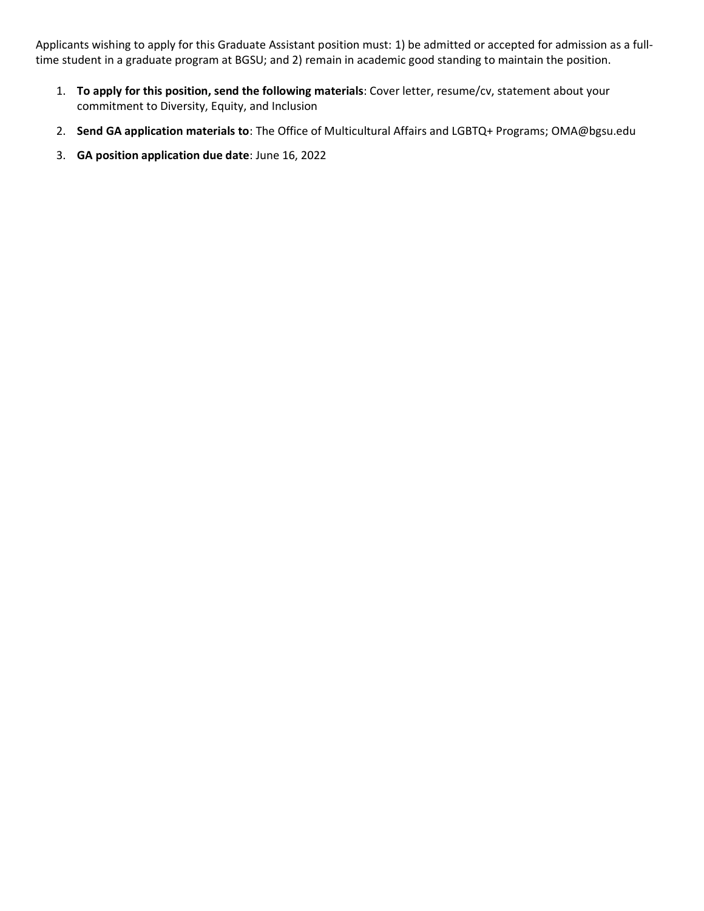Applicants wishing to apply for this Graduate Assistant position must: 1) be admitted or accepted for admission as a full-time student in a graduate program at BGSU; and 2) remain in academic good standing to maintain the position.

1. **To apply for this position, send the following materials**: Cover letter, resume/cv, statement about your commitment to Diversity, Equity, and Inclusion
2. **Send GA application materials to**: The Office of Multicultural Affairs and LGBTQ+ Programs; OMA@bgsu.edu
3. **GA position application due date**: June 16, 2022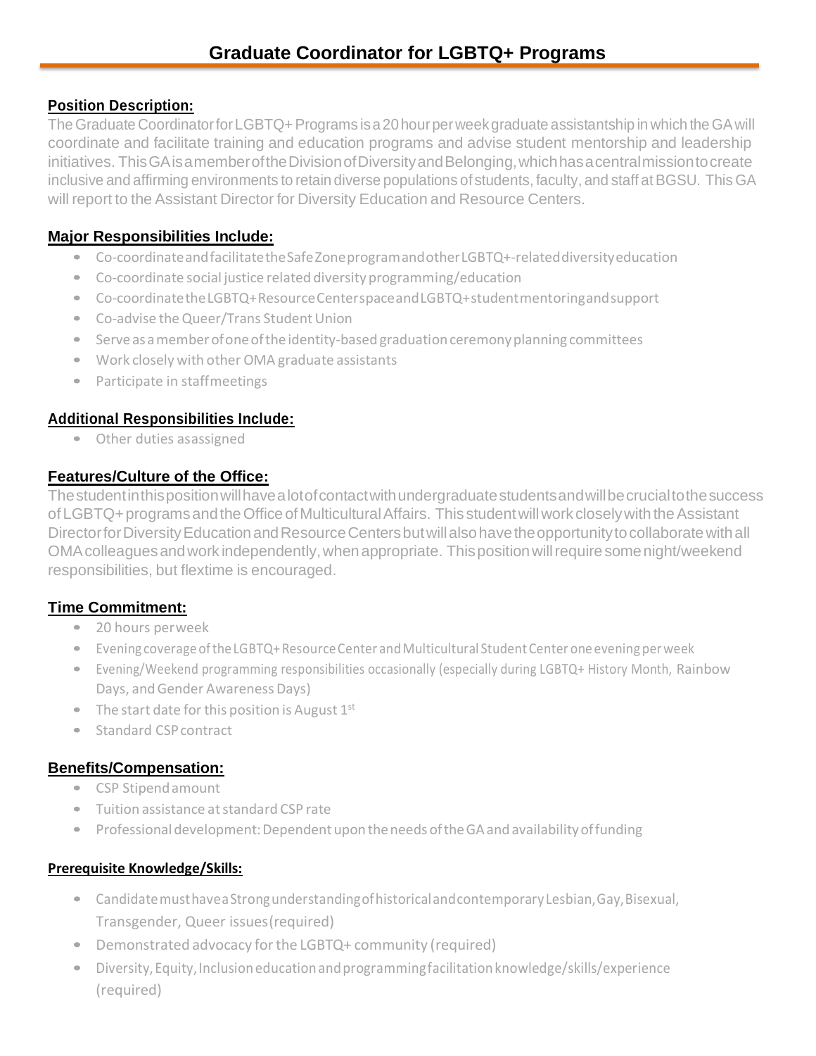# Graduate Coordinator for LGBTQ+ Programs

**Position Description:**

The Graduate Coordinator for LGBTQ+ Programs is a 20 hour per week graduate assistantship in which the GA will coordinate and facilitate training and education programs and advise student mentorship and leadership initiatives. This GA is a member of the Division of Diversity and Belonging, which has a central mission to create inclusive and affirming environments to retain diverse populations of students, faculty, and staff at BGSU. This GA will report to the Assistant Director for Diversity Education and Resource Centers.

**Major Responsibilities Include:**

- Co-coordinate and facilitate the Safe Zone program and other LGBTQ+-related diversity education
- Co-coordinate social justice related diversity programming/education
- Co-coordinate the LGBTQ+ Resource Center space and LGBTQ+ student mentoring and support
- Co-advise the Queer/Trans Student Union
- Serve as a member of one of the identity-based graduation ceremony planning committees
- Work closely with other OMA graduate assistants
- Participate in staff meetings

**Additional Responsibilities Include:**

- Other duties as assigned

**Features/Culture of the Office:**

The student in this position will have a lot of contact with undergraduate students and will be crucial to the success of LGBTQ+ programs and the Office of Multicultural Affairs. This student will work closely with the Assistant Director for Diversity Education and Resource Centers but will also have the opportunity to collaborate with all OMA colleagues and work independently, when appropriate. This position will require some night/weekend responsibilities, but flextime is encouraged.

**Time Commitment:**

- 20 hours per week
- Evening coverage of the LGBTQ+ Resource Center and Multicultural Student Center one evening per week
- Evening/Weekend programming responsibilities occasionally (especially during LGBTQ+ History Month, Rainbow Days, and Gender Awareness Days)
- The start date for this position is August 1st
- Standard CSP contract

**Benefits/Compensation:**

- CSP Stipend amount
- Tuition assistance at standard CSP rate
- Professional development: Dependent upon the needs of the GA and availability of funding

**Prerequisite Knowledge/Skills:**

- Candidate must have a Strong understanding of historical and contemporary Lesbian, Gay, Bisexual, Transgender, Queer issues (required)
- Demonstrated advocacy for the LGBTQ+ community (required)
- Diversity, Equity, Inclusion education and programming facilitation knowledge/skills/experience (required)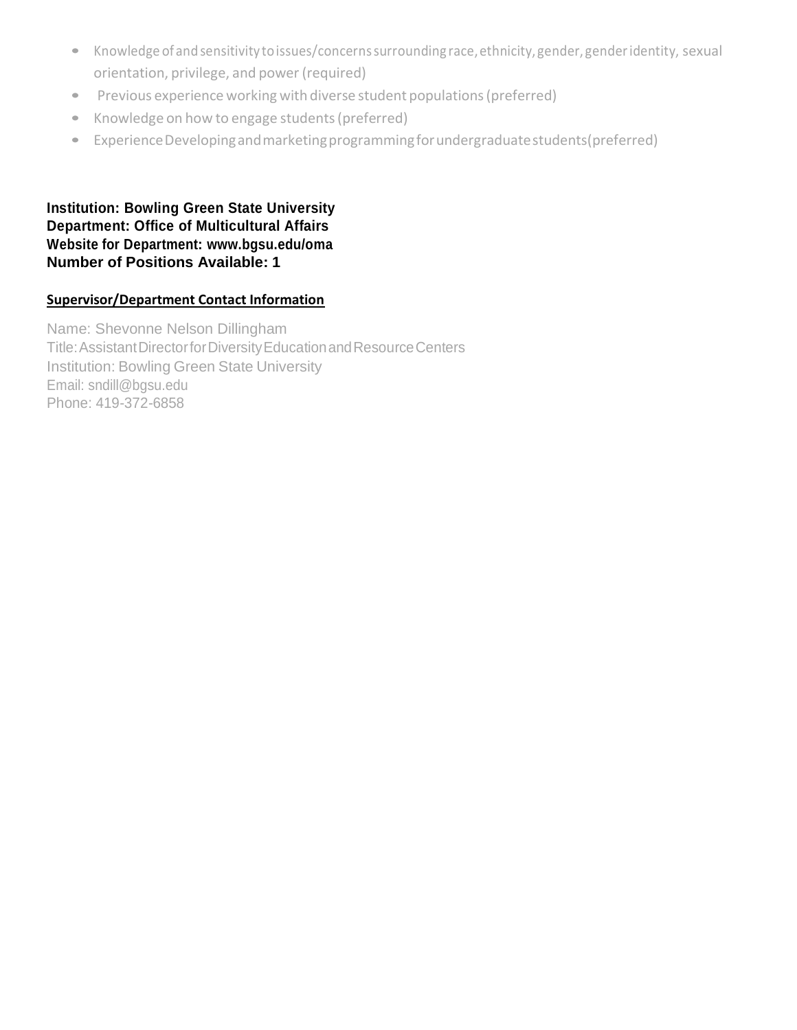- Knowledge of and sensitivity to issues/concerns surrounding race, ethnicity, gender, gender identity, sexual orientation, privilege, and power (required)
- Previous experience working with diverse student populations (preferred)
- Knowledge on how to engage students (preferred)
- Experience Developing and marketing programming for undergraduate students(preferred)

**Institution: Bowling Green State University**
**Department: Office of Multicultural Affairs**
**Website for Department: www.bgsu.edu/oma**
**Number of Positions Available: 1**

**Supervisor/Department Contact Information**

Name: Shevonne Nelson Dillingham
Title: Assistant Director for Diversity Education and Resource Centers
Institution: Bowling Green State University
Email: sndill@bgsu.edu
Phone: 419-372-6858